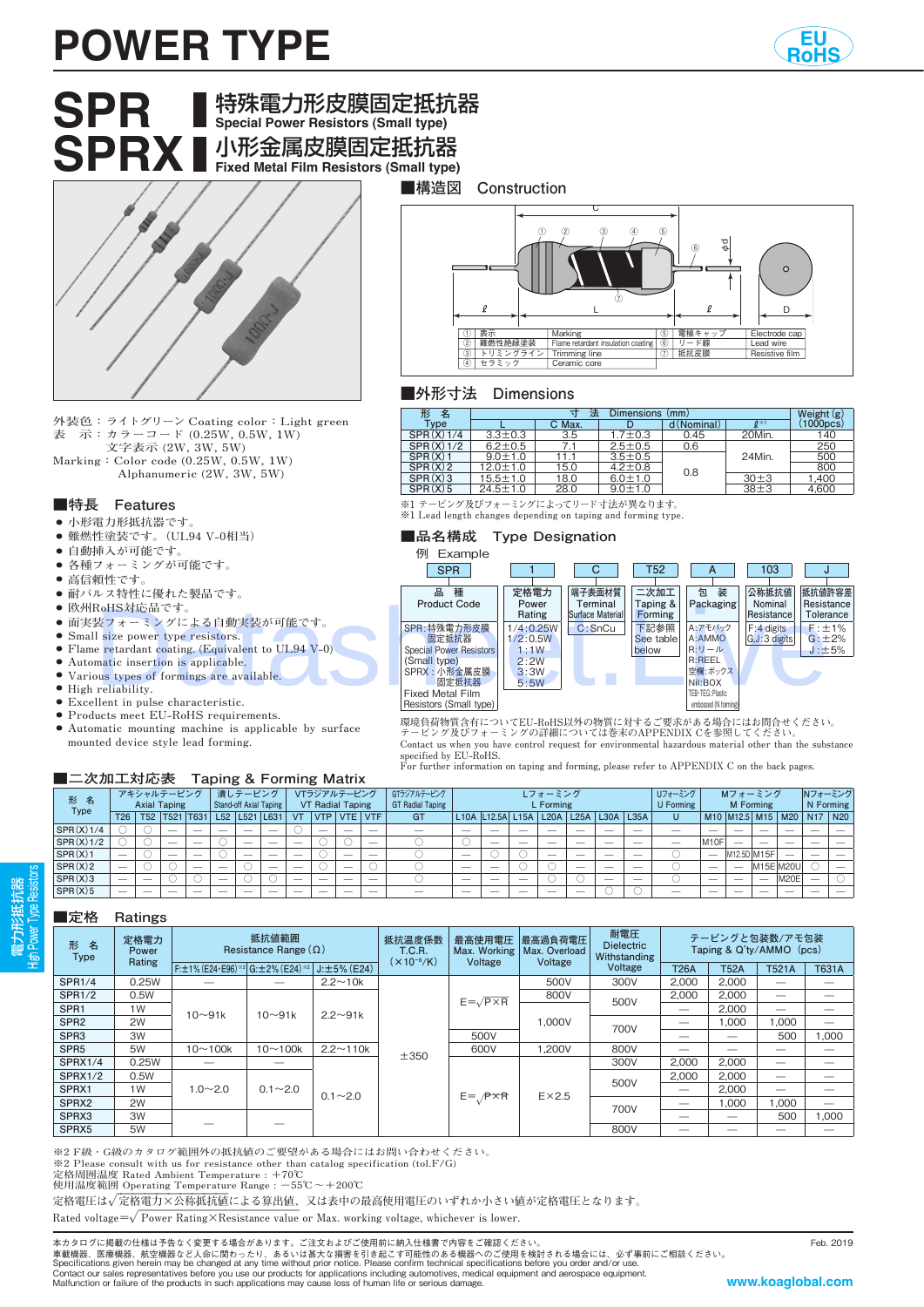# POWER TYPE

EU RoHS

# SPR 特殊電力形皮膜固定抵抗器
**Special Power Resistors (Small type)**

# SPRX 小形金属皮膜固定抵抗器
**Fixed Metal Film Resistors (Small type)**

外装色：ライトグリーン Coating color：Light green
表　示：カラーコード (0.25W, 0.5W, 1W)
　　　　文字表示 (2W, 3W, 5W)
Marking：Color code (0.25W, 0.5W, 1W)
　　　　Alphanumeric (2W, 3W, 5W)

## ■構造図　Construction

| | | | | | |
|---|---|---|---|---|---|
| ① | 表示 | Marking | ⑤ | 電極キャップ | Electrode cap |
| ② | 難燃性絶縁塗装 | Flame retardant insulation coating | ⑥ | リード線 | Lead wire |
| ③ | トリミングライン | Trimming line | ⑦ | 抵抗皮膜 | Resistive film |
| ④ | セラミック | Ceramic core | | | |

## ■特長　Features

- 小形電力形抵抗器です。
- 難燃性塗装です。(UL94 V-0相当)
- 自動挿入が可能です。
- 各種フォーミングが可能です。
- 高信頼性です。
- 耐パルス特性に優れた製品です。
- 欧州RoHS対応品です。
- 面実装フォーミングによる自動実装が可能です。
- Small size power type resistors.
- Flame retardant coating. (Equivalent to UL94 V-0)
- Automatic insertion is applicable.
- Various types of formings are available.
- High reliability.
- Excellent in pulse characteristic.
- Products meet EU-RoHS requirements.
- Automatic mounting machine is applicable by surface mounted device style lead forming.

## ■外形寸法　Dimensions

| 形　名 Type | L | C Max. | D | d (Nominal) | ℓ ※1 | Weight (g) (1000pcs) |
|---|---|---|---|---|---|---|
| SPR(X)1/4 | 3.3±0.3 | 3.5 | 1.7±0.3 | 0.45 | 20Min. | 140 |
| SPR(X)1/2 | 6.2±0.5 | 7.1 | 2.5±0.5 | 0.6 | 24Min. | 250 |
| SPR(X)1 | 9.0±1.0 | 11.1 | 3.5±0.5 | 0.8 | 24Min. | 500 |
| SPR(X)2 | 12.0±1.0 | 15.0 | 4.2±0.8 | 0.8 | 24Min. | 800 |
| SPR(X)3 | 15.5±1.0 | 18.0 | 6.0±1.0 | 0.8 | 30±3 | 1,400 |
| SPR(X)5 | 24.5±1.0 | 28.0 | 9.0±1.0 | 0.8 | 38±3 | 4,600 |

※1 テーピング及びフォーミングによってリード寸法が異なります。
※1 Lead length changes depending on taping and forming type.

## ■品名構成　Type Designation

例　Example

| SPR | 1 | C | T52 | A | 103 | J |
|---|---|---|---|---|---|---|
| 品　種 Product Code | 定格電力 Power Rating | 端子表面材質 Terminal Surface Material | 二次加工 Taping & Forming | 包　装 Packaging | 公称抵抗値 Nominal Resistance | 抵抗値許容差 Resistance Tolerance |
| SPR：特殊電力形皮膜固定抵抗器 Special Power Resistors (Small type) SPRX：小形金属皮膜固定抵抗器 Fixed Metal Film Resistors (Small type) | 1/4：0.25W 1/2：0.5W 1：1W 2：2W 3：3W 5：5W | C：SnCu | 下記参照 See table below | A：アモパック A：AMMO R：リール R：REEL 空欄：ボックス Nil：BOX TEB·TEG：Plastic embossed (N forming) | F：4 digits G, J：3 digits | F：±1% G：±2% J：±5% |

環境負荷物質含有についてEU-RoHS以外の物質に対するご要求がある場合にはお問合せください。
テーピング及びフォーミングの詳細については巻末のAPPENDIX Cを参照してください。
Contact us when you have control request for environmental hazardous material other than the substance specified by EU-RoHS.
For further information on taping and forming, please refer to APPENDIX C on the back pages.

## ■二次加工対応表　Taping & Forming Matrix

| 形　名 Type | アキシャルテーピング Axial Taping | | | | 潰しテーピング Stand-off Axial Taping | | | VTラジアルテーピング VT Radial Taping | | | | GTラジアルテーピング GT Radial Taping | Lフォーミング L Forming | | | | | | | Uフォーミング U Forming | Mフォーミング M Forming | | | | Nフォーミング N Forming | |
|---|---|---|---|---|---|---|---|---|---|---|---|---|---|---|---|---|---|---|---|---|---|---|---|---|---|---|
| | T26 | T52 | T521 | T631 | L52 | L521 | L631 | VT | VTP | VTE | VTF | GT | L10A | L12.5A | L15A | L20A | L25A | L30A | L35A | U | M10 | M12.5 | M15 | M20 | N17 | N20 |
| SPR(X)1/4 | ○ | ○ | — | — | — | — | — | ○ | — | — | — | — | — | — | — | — | — | — | — | — | — | — | — | — | — | — |
| SPR(X)1/2 | ○ | ○ | — | — | ○ | — | — | — | ○ | ○ | — | ○ | ○ | — | — | — | — | — | — | — | M10F | — | — | — | — | — |
| SPR(X)1 | — | ○ | — | — | ○ | — | — | — | ○ | — | — | ○ | — | ○ | ○ | — | — | — | — | — | — | M12.5D | M15F | — | — | — |
| SPR(X)2 | — | ○ | ○ | — | — | ○ | — | — | ○ | — | ○ | ○ | — | — | ○ | ○ | — | — | — | ○ | — | — | M15E | M20U | ○ | — |
| SPR(X)3 | — | — | ○ | ○ | — | ○ | ○ | — | — | — | — | ○ | — | — | — | ○ | ○ | — | — | ○ | — | — | — | M20E | — | ○ |
| SPR(X)5 | — | — | — | — | — | — | — | — | — | — | — | — | — | — | — | — | — | ○ | ○ | ○ | — | — | — | — | — | — |

## ■定格　Ratings

| 形　名 Type | 定格電力 Power Rating | 抵抗値範囲 Resistance Range (Ω) F：±1% (E24・E96) ※2 | G：±2% (E24) ※2 | J：±5% (E24) | 抵抗温度係数 T.C.R. ($\times10^{-6}$/K) | 最高使用電圧 Max. Working Voltage | 最高過負荷電圧 Max. Overload Voltage | 耐電圧 Dielectric Withstanding Voltage | テーピングと包装数/アモ包装 Taping & Q'ty/AMMO (pcs) T26A | T52A | T521A | T631A |
|---|---|---|---|---|---|---|---|---|---|---|---|---|
| SPR1/4 | 0.25W | — | — | 2.2～10k | ±350 | $E=\sqrt{P\times R}$ | 500V | 300V | 2,000 | 2,000 | — | — |
| SPR1/2 | 0.5W | 10～91k | 10～91k | 2.2～91k | ±350 | $E=\sqrt{P\times R}$ | 800V | 500V | 2,000 | 2,000 | — | — |
| SPR1 | 1W | 10～91k | 10～91k | 2.2～91k | ±350 | $E=\sqrt{P\times R}$ | 1,000V | 500V | — | 2,000 | — | — |
| SPR2 | 2W | 10～91k | 10～91k | 2.2～91k | ±350 | $E=\sqrt{P\times R}$ | 1,000V | 700V | — | 1,000 | 1,000 | — |
| SPR3 | 3W | 10～91k | 10～91k | 2.2～91k | ±350 | 500V | 1,000V | 700V | — | — | 500 | 1,000 |
| SPR5 | 5W | 10～100k | 10～100k | 2.2～110k | ±350 | 600V | 1,200V | 800V | — | — | — | — |
| SPRX1/4 | 0.25W | — | — | 0.1～2.0 | ±350 | $E=\sqrt{P\times R}$ | E×2.5 | 300V | 2,000 | 2,000 | — | — |
| SPRX1/2 | 0.5W | 1.0～2.0 | 0.1～2.0 | 0.1～2.0 | ±350 | $E=\sqrt{P\times R}$ | E×2.5 | 500V | 2,000 | 2,000 | — | — |
| SPRX1 | 1W | 1.0～2.0 | 0.1～2.0 | 0.1～2.0 | ±350 | $E=\sqrt{P\times R}$ | E×2.5 | 500V | — | 2,000 | — | — |
| SPRX2 | 2W | 1.0～2.0 | 0.1～2.0 | 0.1～2.0 | ±350 | $E=\sqrt{P\times R}$ | E×2.5 | 700V | — | 1,000 | 1,000 | — |
| SPRX3 | 3W | — | — | 0.1～2.0 | ±350 | $E=\sqrt{P\times R}$ | E×2.5 | 700V | — | — | 500 | 1,000 |
| SPRX5 | 5W | — | — | 0.1～2.0 | ±350 | $E=\sqrt{P\times R}$ | E×2.5 | 800V | — | — | — | — |

※2 F級・G級のカタログ範囲外の抵抗値のご要望がある場合にはお問い合わせください。
※2 Please consult with us for resistance other than catalog specification (tol.F/G)
定格周囲温度 Rated Ambient Temperature：+70℃
使用温度範囲 Operating Temperature Range：−55℃～+200℃

定格電圧は$\sqrt{\text{定格電力}\times\text{公称抵抗値}}$による算出値、又は表中の最高使用電圧のいずれか小さい値が定格電圧となります。
Rated voltage=$\sqrt{\text{Power Rating}\times\text{Resistance value}}$ or Max. working voltage, whichever is lower.

本カタログに掲載の仕様は予告なく変更する場合があります。ご注文およびご使用前に納入仕様書で内容をご確認ください。
車載機器、医療機器、航空機器など人命に関わったり、あるいは甚大な損害を引き起こす可能性のある機器へのご使用を検討される場合には、必ず事前にご相談ください。
Specifications given herein may be changed at any time without prior notice. Please confirm technical specifications before you order and/or use.
Contact our sales representatives before you use our products for applications including automotives, medical equipment and aerospace equipment.
Malfunction or failure of the products in such applications may cause loss of human life or serious damage.

Feb. 2019

www.koaglobal.com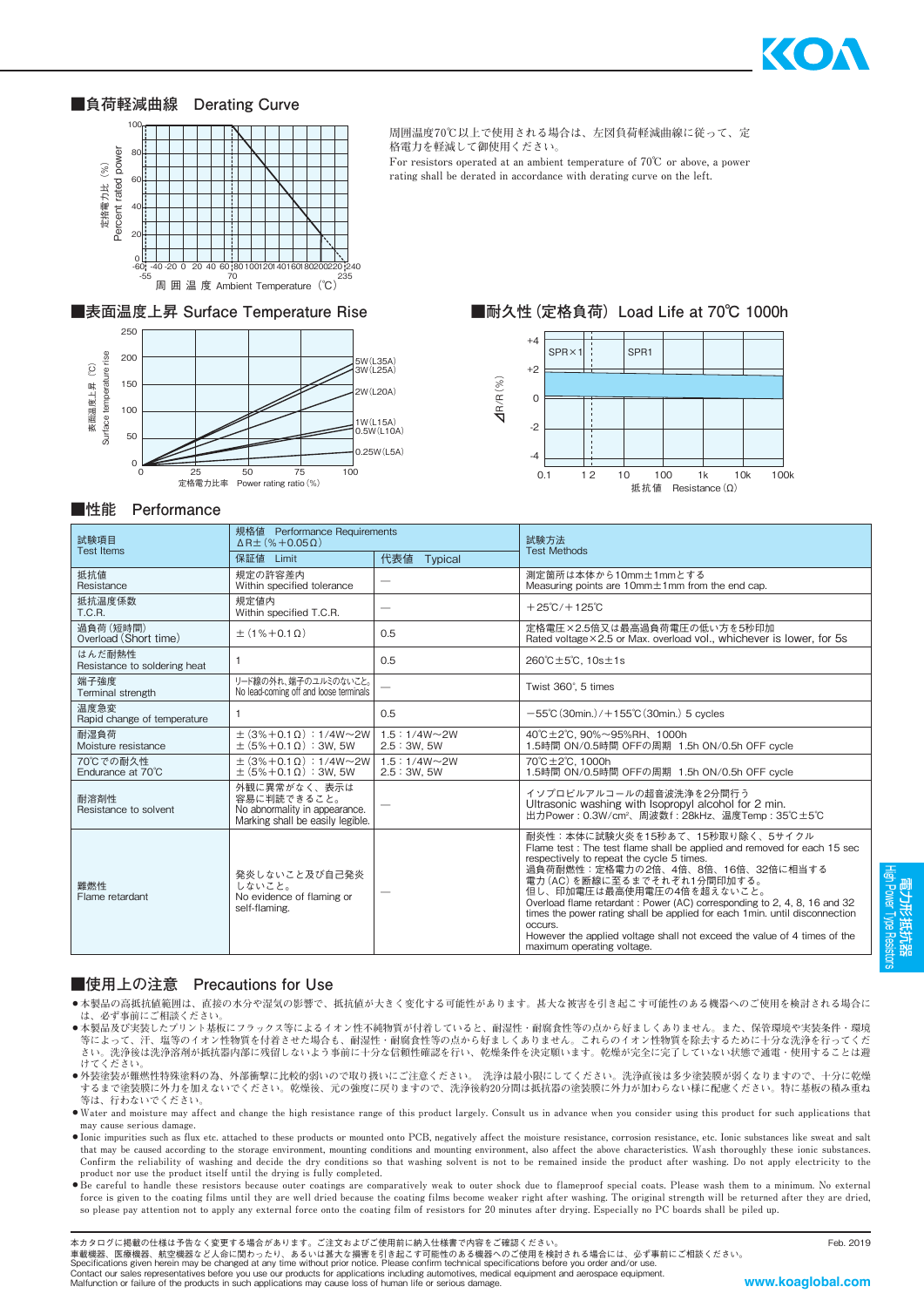## ■負荷軽減曲線　Derating Curve

定格電力比（%） Percent rated power

100
80
60
40
20
0

-60 -40 -20 0 20 40 60 80 100 120 140 160 180 200 220 240
-55　70　235

周 囲 温 度 Ambient Temperature（℃）

周囲温度70℃以上で使用される場合は、左図負荷軽減曲線に従って、定格電力を軽減して御使用ください。

For resistors operated at an ambient temperature of 70℃ or above, a power rating shall be derated in accordance with derating curve on the left.

## ■表面温度上昇 Surface Temperature Rise

表面温度上昇（℃） Surface temperature rise

250
200
150
100
50
0

0　25　50　75　100

定格電力比率　Power rating ratio (%)

5W(L35A)
3W(L25A)
2W(L20A)
1W(L15A)
0.5W(L10A)
0.25W(L5A)

## ■耐久性（定格負荷）Load Life at 70℃ 1000h

ΔR/R (%)

+4
+2
0
-2
-4

SPR×1　SPR1

0.1　1 2　10　100　1k　10k　100k

抵 抗 値　Resistance (Ω)

## ■性能　Performance

| 試験項目<br>Test Items | 規格値　Performance Requirements<br>ΔR±(%+0.05Ω) | | 試験方法<br>Test Methods |
|---|---|---|---|
| | 保証値　Limit | 代表値　Typical | |
| 抵抗値<br>Resistance | 規定の許容差内<br>Within specified tolerance | — | 測定箇所は本体から10mm±1mmとする<br>Measuring points are 10mm±1mm from the end cap. |
| 抵抗温度係数<br>T.C.R. | 規定値内<br>Within specified T.C.R. | — | +25℃/+125℃ |
| 過負荷（短時間）<br>Overload (Short time) | ±(1%+0.1Ω) | 0.5 | 定格電圧×2.5倍又は最高過負荷電圧の低い方を5秒印加<br>Rated voltage×2.5 or Max. overload vol., whichever is lower, for 5s |
| はんだ耐熱性<br>Resistance to soldering heat | 1 | 0.5 | 260℃±5℃, 10s±1s |
| 端子強度<br>Terminal strength | リード線の外れ、端子のユルミのないこと。<br>No lead-coming off and loose terminals | — | Twist 360°, 5 times |
| 温度急変<br>Rapid change of temperature | 1 | 0.5 | −55℃(30min.)/+155℃(30min.) 5 cycles |
| 耐湿負荷<br>Moisture resistance | ±(3%+0.1Ω)：1/4W〜2W<br>±(5%+0.1Ω)：3W, 5W | 1.5：1/4W〜2W<br>2.5：3W, 5W | 40℃±2℃, 90%〜95%RH、1000h<br>1.5時間 ON/0.5時間 OFFの周期　1.5h ON/0.5h OFF cycle |
| 70℃での耐久性<br>Endurance at 70℃ | ±(3%+0.1Ω)：1/4W〜2W<br>±(5%+0.1Ω)：3W, 5W | 1.5：1/4W〜2W<br>2.5：3W, 5W | 70℃±2℃, 1000h<br>1.5時間 ON/0.5時間 OFFの周期　1.5h ON/0.5h OFF cycle |
| 耐溶剤性<br>Resistance to solvent | 外観に異常がなく、表示は容易に判読できること。<br>No abnormality in appearance.<br>Marking shall be easily legible. | — | イソプロピルアルコールの超音波洗浄を2分間行う<br>Ultrasonic washing with Isopropyl alcohol for 2 min.<br>出力Power：0.3W/cm²、周波数f：28kHz、温度Temp：35℃±5℃ |
| 難燃性<br>Flame retardant | 発炎しないこと及び自己発炎しないこと。<br>No evidence of flaming or self-flaming. | — | 耐炎性：本体に試験火炎を15秒あて、15秒取り除く、5サイクル<br>Flame test：The test flame shall be applied and removed for each 15 sec respectively to repeat the cycle 5 times.<br>過負荷耐燃性：定格電力の2倍、4倍、8倍、16倍、32倍に相当する電力（AC）を断線に至るまでそれぞれ1分間印加する。<br>但し、印加電圧は最高使用電圧の4倍を超えないこと。<br>Overload flame retardant：Power (AC) corresponding to 2, 4, 8, 16 and 32 times the power rating shall be applied for each 1min. until disconnection occurs.<br>However the applied voltage shall not exceed the value of 4 times of the maximum operating voltage. |

## ■使用上の注意　Precautions for Use

- 本製品の高抵抗値範囲は、直接の水分や湿気の影響で、抵抗値が大きく変化する可能性があります。甚大な被害を引き起こす可能性のある機器へのご使用を検討される場合には、必ず事前にご相談ください。
- 本製品及び実装したプリント基板にフラックス等によるイオン性不純物質が付着していると、耐湿性・耐腐食性等の点から好ましくありません。また、保管環境や実装条件・環境等によって、汗、塩等のイオン性物質を付着させた場合も、耐湿性・耐腐食性等の点から好ましくありません。これらのイオン性物質を除去するために十分な洗浄を行ってください。洗浄後は洗浄溶剤が抵抗器内部に残留しないよう事前に十分な信頼性確認を行い、乾燥条件を決定願います。乾燥が完全に完了していない状態で通電・使用することは避けてください。
- 外装塗装が難燃性特殊塗料の為、外部衝撃に比較的弱いので取り扱いにご注意ください。洗浄は最小限にしてください。洗浄直後は多少塗装膜が弱くなりますので、十分に乾燥するまで塗装膜に外力を加えないでください。乾燥後、元の強度に戻りますので、洗浄後約20分間は抵抗器の塗装膜に外力が加わらない様に配慮ください。特に基板の積み重ね等は、行わないでください。
- Water and moisture may affect and change the high resistance range of this product largely. Consult us in advance when you consider using this product for such applications that may cause serious damage.
- Ionic impurities such as flux etc. attached to these products or mounted onto PCB, negatively affect the moisture resistance, corrosion resistance, etc. Ionic substances like sweat and salt that may be caused according to the storage environment, mounting conditions and mounting environment, also affect the above characteristics. Wash thoroughly these ionic substances. Confirm the reliability of washing and decide the dry conditions so that washing solvent is not to be remained inside the product after washing. Do not apply electricity to the product nor use the product itself until the drying is fully completed.
- Be careful to handle these resistors because outer coatings are comparatively weak to outer shock due to flameproof special coats. Please wash them to a minimum. No external force is given to the coating films until they are well dried because the coating films become weaker right after washing. The original strength will be returned after they are dried, so please pay attention not to apply any external force onto the coating film of resistors for 20 minutes after drying. Especially no PC boards shall be piled up.

本カタログに掲載の仕様は予告なく変更する場合があります。ご注文およびご使用前に納入仕様書で内容をご確認ください。
車載機器、医療機器、航空機器など人命に関わったり、あるいは甚大な損害を引き起こす可能性のある機器へのご使用を検討される場合には、必ず事前にご相談ください。
Specifications given herein may be changed at any time without prior notice. Please confirm technical specifications before you order and/or use.
Contact our sales representatives before you use our products for applications including automotives, medical equipment and aerospace equipment.
Malfunction or failure of the products in such applications may cause loss of human life or serious damage.

Feb. 2019

www.koaglobal.com